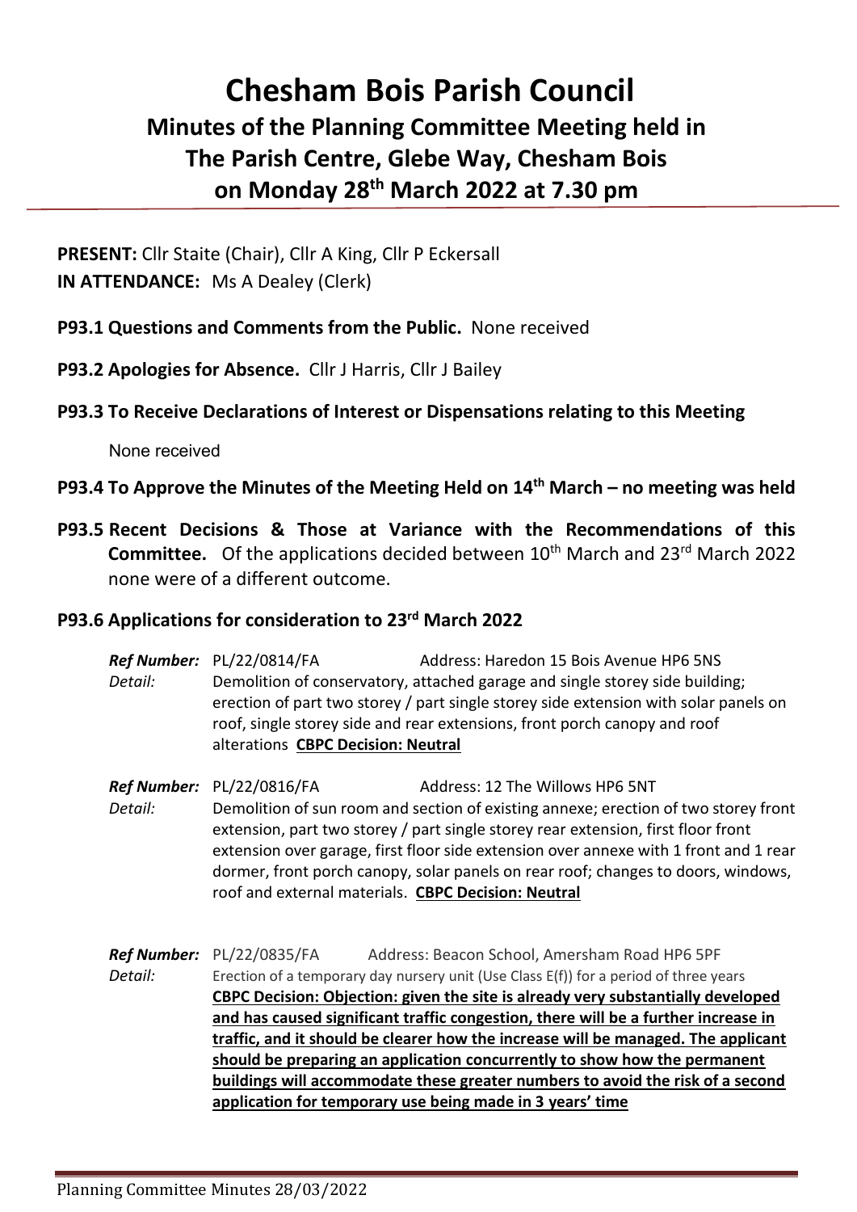# Chesham Bois Parish Council

## Minutes of the Planning Committee Meeting held in The Parish Centre, Glebe Way, Chesham Bois on Monday 28th March 2022 at 7.30 pm

**PRESENT:** Cllr Staite (Chair), Cllr A King, Cllr P Eckersall
**IN ATTENDANCE:** Ms A Dealey (Clerk)

**P93.1 Questions and Comments from the Public.** None received

**P93.2 Apologies for Absence.** Cllr J Harris, Cllr J Bailey

**P93.3 To Receive Declarations of Interest or Dispensations relating to this Meeting**

None received

**P93.4 To Approve the Minutes of the Meeting Held on 14th March – no meeting was held**

**P93.5 Recent Decisions & Those at Variance with the Recommendations of this Committee.** Of the applications decided between 10th March and 23rd March 2022 none were of a different outcome.

**P93.6 Applications for consideration to 23rd March 2022**

***Ref Number:*** PL/22/0814/FA Address: Haredon 15 Bois Avenue HP6 5NS
*Detail:* Demolition of conservatory, attached garage and single storey side building; erection of part two storey / part single storey side extension with solar panels on roof, single storey side and rear extensions, front porch canopy and roof alterations **CBPC Decision: Neutral**

***Ref Number:*** PL/22/0816/FA Address: 12 The Willows HP6 5NT
*Detail:* Demolition of sun room and section of existing annexe; erection of two storey front extension, part two storey / part single storey rear extension, first floor front extension over garage, first floor side extension over annexe with 1 front and 1 rear dormer, front porch canopy, solar panels on rear roof; changes to doors, windows, roof and external materials. **CBPC Decision: Neutral**

***Ref Number:*** PL/22/0835/FA Address: Beacon School, Amersham Road HP6 5PF
*Detail:* Erection of a temporary day nursery unit (Use Class E(f)) for a period of three years
**CBPC Decision: Objection: given the site is already very substantially developed and has caused significant traffic congestion, there will be a further increase in traffic, and it should be clearer how the increase will be managed. The applicant should be preparing an application concurrently to show how the permanent buildings will accommodate these greater numbers to avoid the risk of a second application for temporary use being made in 3 years' time**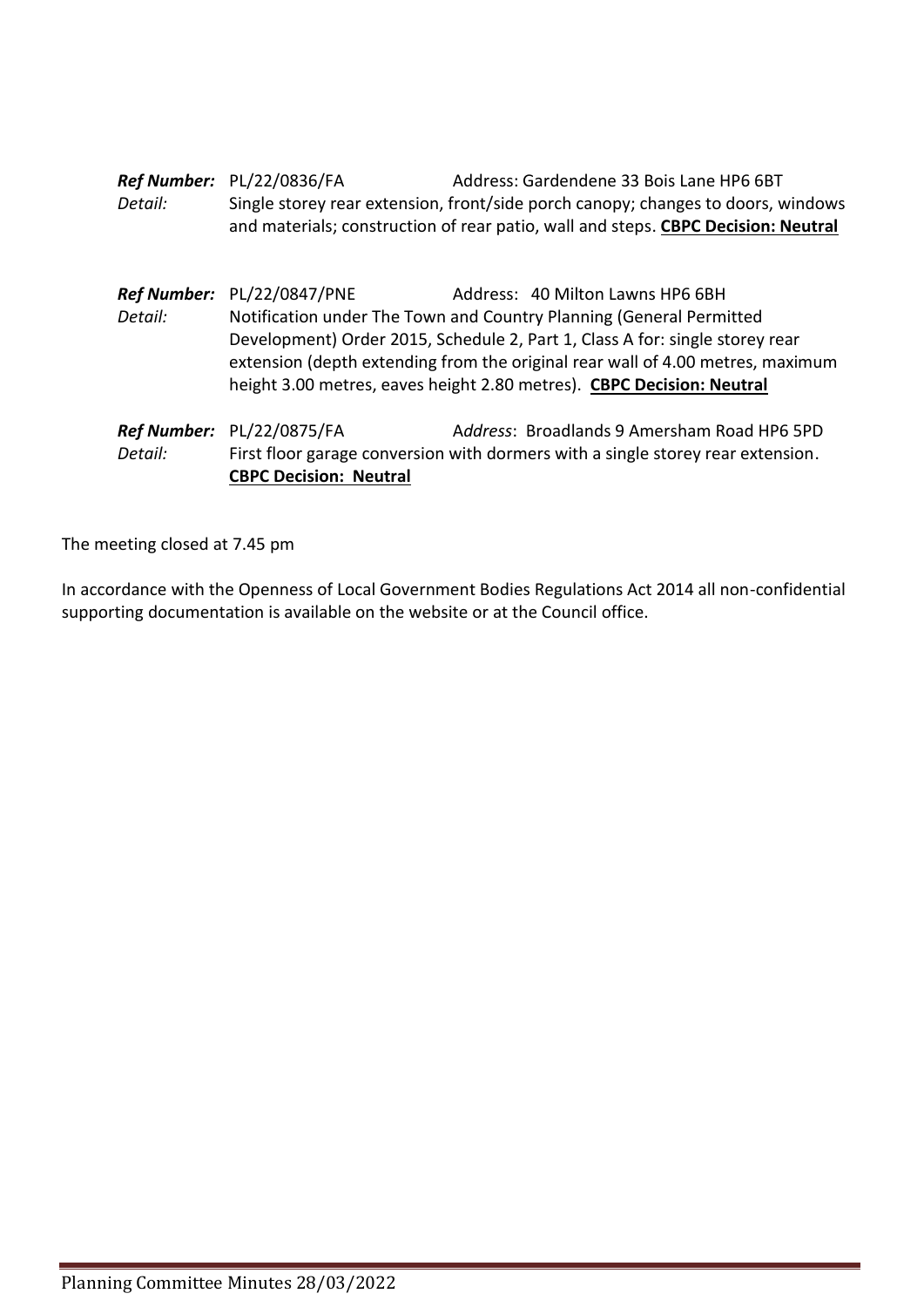***Ref Number:*** PL/22/0836/FA Address: Gardendene 33 Bois Lane HP6 6BT

*Detail:* Single storey rear extension, front/side porch canopy; changes to doors, windows and materials; construction of rear patio, wall and steps. **CBPC Decision: Neutral**

***Ref Number:*** PL/22/0847/PNE Address: 40 Milton Lawns HP6 6BH

*Detail:* Notification under The Town and Country Planning (General Permitted Development) Order 2015, Schedule 2, Part 1, Class A for: single storey rear extension (depth extending from the original rear wall of 4.00 metres, maximum height 3.00 metres, eaves height 2.80 metres). **CBPC Decision: Neutral**

***Ref Number:*** PL/22/0875/FA A*ddress*: Broadlands 9 Amersham Road HP6 5PD

*Detail:* First floor garage conversion with dormers with a single storey rear extension. **CBPC Decision: Neutral**

The meeting closed at 7.45 pm

In accordance with the Openness of Local Government Bodies Regulations Act 2014 all non-confidential supporting documentation is available on the website or at the Council office.